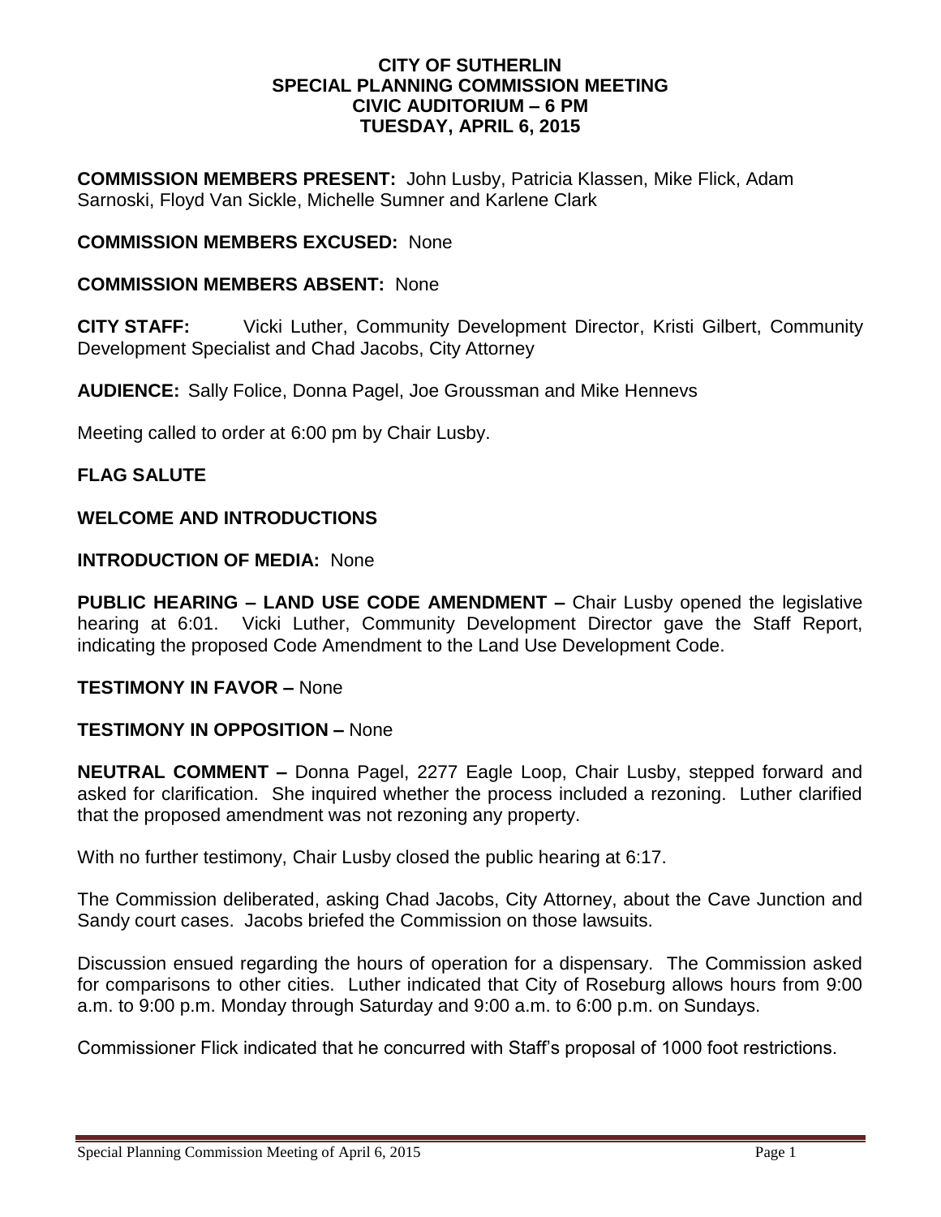**CITY OF SUTHERLIN**
**SPECIAL PLANNING COMMISSION MEETING**
**CIVIC AUDITORIUM – 6 PM**
**TUESDAY, APRIL 6, 2015**

**COMMISSION MEMBERS PRESENT:** John Lusby, Patricia Klassen, Mike Flick, Adam Sarnoski, Floyd Van Sickle, Michelle Sumner and Karlene Clark

**COMMISSION MEMBERS EXCUSED:** None

**COMMISSION MEMBERS ABSENT:** None

**CITY STAFF:** Vicki Luther, Community Development Director, Kristi Gilbert, Community Development Specialist and Chad Jacobs, City Attorney

**AUDIENCE:** Sally Folice, Donna Pagel, Joe Groussman and Mike Hennevs

Meeting called to order at 6:00 pm by Chair Lusby.

**FLAG SALUTE**

**WELCOME AND INTRODUCTIONS**

**INTRODUCTION OF MEDIA:** None

**PUBLIC HEARING – LAND USE CODE AMENDMENT –** Chair Lusby opened the legislative hearing at 6:01. Vicki Luther, Community Development Director gave the Staff Report, indicating the proposed Code Amendment to the Land Use Development Code.

**TESTIMONY IN FAVOR –** None

**TESTIMONY IN OPPOSITION –** None

**NEUTRAL COMMENT –** Donna Pagel, 2277 Eagle Loop, Chair Lusby, stepped forward and asked for clarification. She inquired whether the process included a rezoning. Luther clarified that the proposed amendment was not rezoning any property.

With no further testimony, Chair Lusby closed the public hearing at 6:17.

The Commission deliberated, asking Chad Jacobs, City Attorney, about the Cave Junction and Sandy court cases. Jacobs briefed the Commission on those lawsuits.

Discussion ensued regarding the hours of operation for a dispensary. The Commission asked for comparisons to other cities. Luther indicated that City of Roseburg allows hours from 9:00 a.m. to 9:00 p.m. Monday through Saturday and 9:00 a.m. to 6:00 p.m. on Sundays.

Commissioner Flick indicated that he concurred with Staff's proposal of 1000 foot restrictions.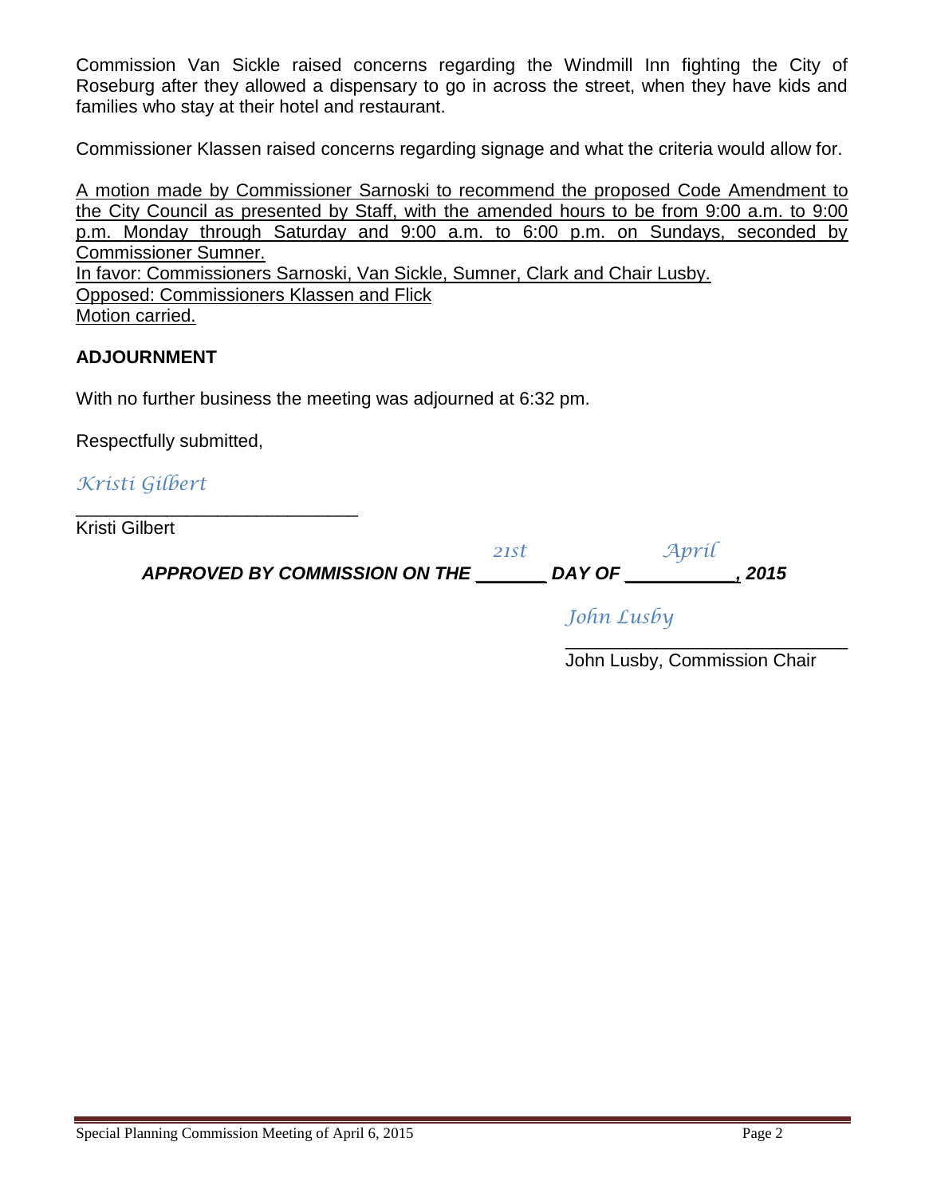Commission Van Sickle raised concerns regarding the Windmill Inn fighting the City of Roseburg after they allowed a dispensary to go in across the street, when they have kids and families who stay at their hotel and restaurant.

Commissioner Klassen raised concerns regarding signage and what the criteria would allow for.

A motion made by Commissioner Sarnoski to recommend the proposed Code Amendment to the City Council as presented by Staff, with the amended hours to be from 9:00 a.m. to 9:00 p.m. Monday through Saturday and 9:00 a.m. to 6:00 p.m. on Sundays, seconded by Commissioner Sumner.
In favor: Commissioners Sarnoski, Van Sickle, Sumner, Clark and Chair Lusby.
Opposed: Commissioners Klassen and Flick
Motion carried.

**ADJOURNMENT**

With no further business the meeting was adjourned at 6:32 pm.

Respectfully submitted,

*Kristi Gilbert*
____________________________
Kristi Gilbert

***APPROVED BY COMMISSION ON THE*** *21st* ***DAY OF*** *April* ***, 2015***

*John Lusby*
____________________________
John Lusby, Commission Chair